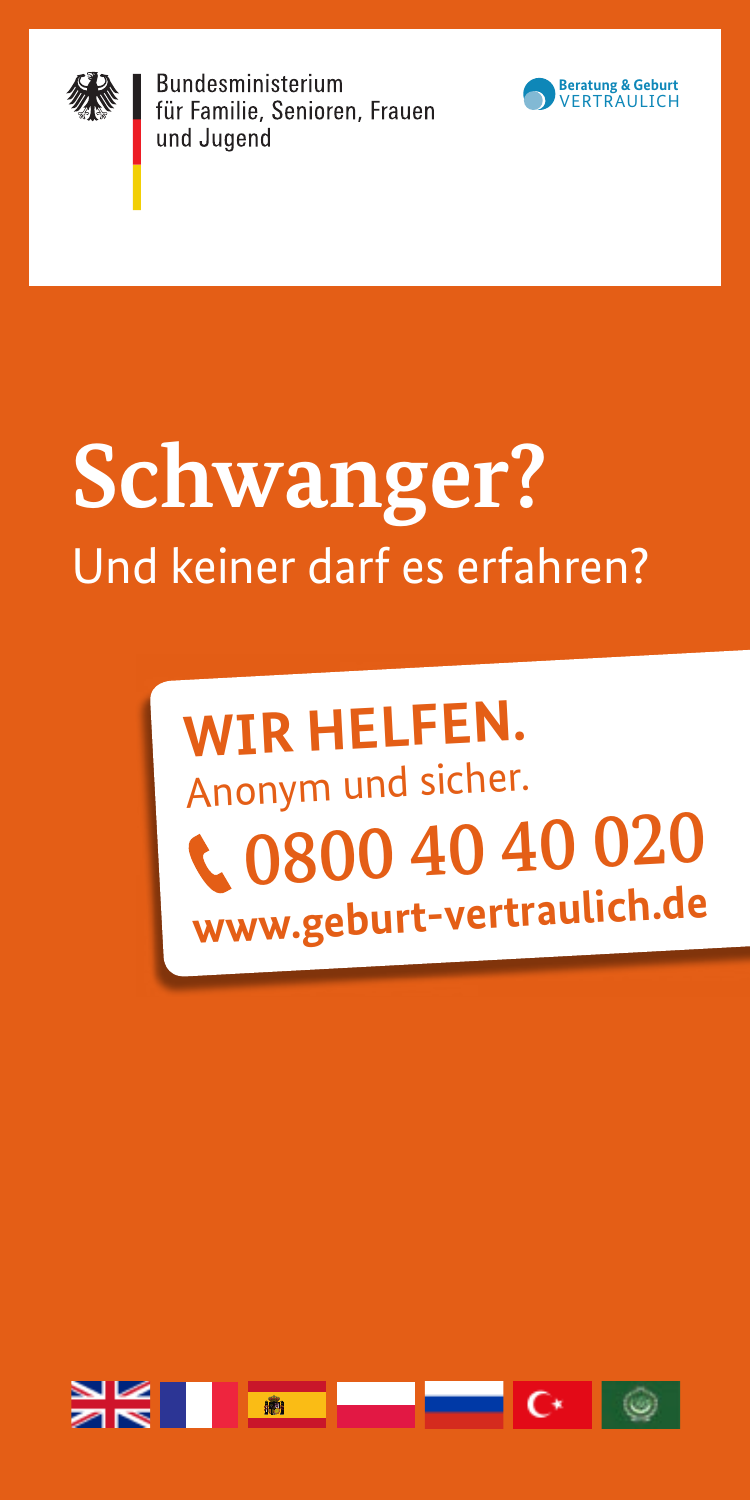Bundesministerium für Familie, Senioren, Frauen und Jugend

Beratung & Geburt VERTRAULICH

# Schwanger?

## Und keiner darf es erfahren?

**WIR HELFEN.**

Anonym und sicher.

**0800 40 40 020**

**www.geburt-vertraulich.de**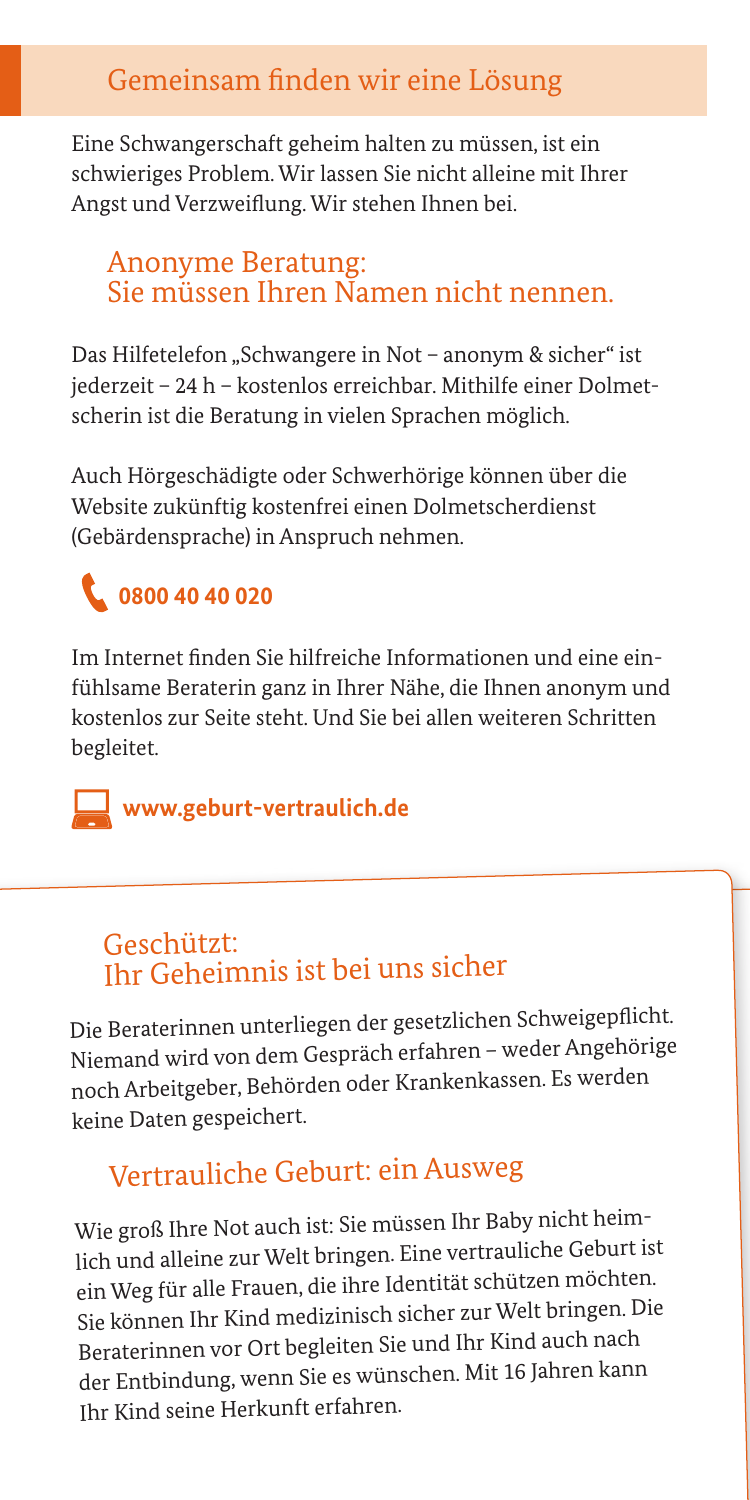## Gemeinsam finden wir eine Lösung

Eine Schwangerschaft geheim halten zu müssen, ist ein schwieriges Problem. Wir lassen Sie nicht alleine mit Ihrer Angst und Verzweiflung. Wir stehen Ihnen bei.

### Anonyme Beratung: Sie müssen Ihren Namen nicht nennen.

Das Hilfetelefon „Schwangere in Not – anonym & sicher" ist jederzeit – 24 h – kostenlos erreichbar. Mithilfe einer Dolmetscherin ist die Beratung in vielen Sprachen möglich.

Auch Hörgeschädigte oder Schwerhörige können über die Website zukünftig kostenfrei einen Dolmetscherdienst (Gebärdensprache) in Anspruch nehmen.

**0800 40 40 020**

Im Internet finden Sie hilfreiche Informationen und eine einfühlsame Beraterin ganz in Ihrer Nähe, die Ihnen anonym und kostenlos zur Seite steht. Und Sie bei allen weiteren Schritten begleitet.

**www.geburt-vertraulich.de**

### Geschützt: Ihr Geheimnis ist bei uns sicher

Die Beraterinnen unterliegen der gesetzlichen Schweigepflicht. Niemand wird von dem Gespräch erfahren – weder Angehörige noch Arbeitgeber, Behörden oder Krankenkassen. Es werden keine Daten gespeichert.

### Vertrauliche Geburt: ein Ausweg

Wie groß Ihre Not auch ist: Sie müssen Ihr Baby nicht heimlich und alleine zur Welt bringen. Eine vertrauliche Geburt ist ein Weg für alle Frauen, die ihre Identität schützen möchten. Sie können Ihr Kind medizinisch sicher zur Welt bringen. Die Beraterinnen vor Ort begleiten Sie und Ihr Kind auch nach der Entbindung, wenn Sie es wünschen. Mit 16 Jahren kann Ihr Kind seine Herkunft erfahren.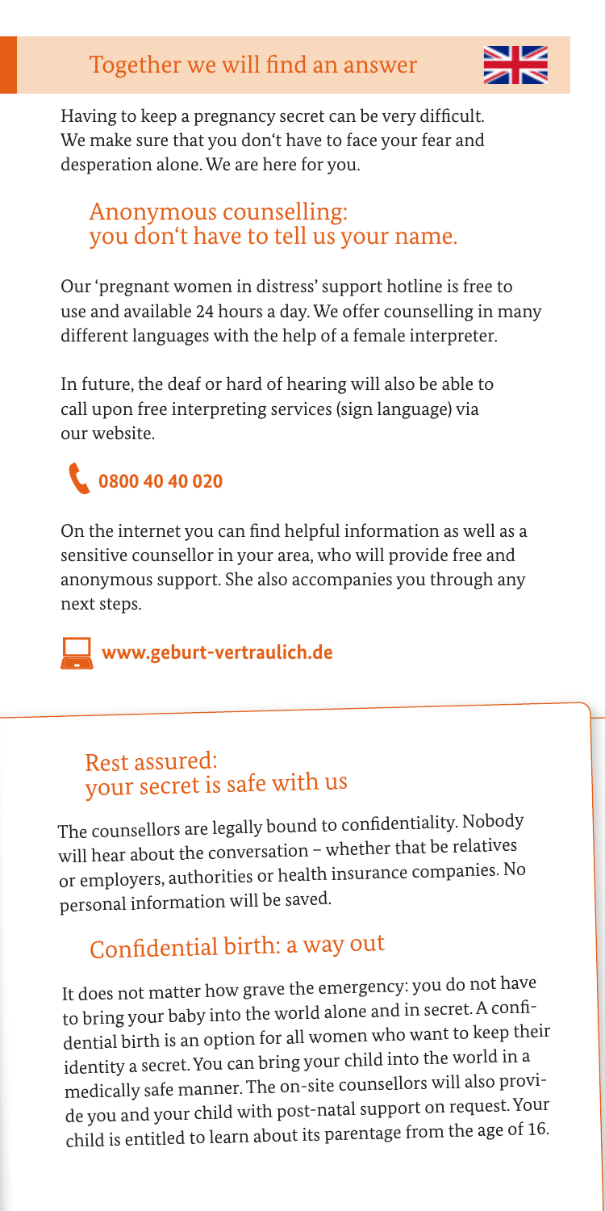# Together we will find an answer

Having to keep a pregnancy secret can be very difficult. We make sure that you don't have to face your fear and desperation alone. We are here for you.

## Anonymous counselling: you don't have to tell us your name.

Our 'pregnant women in distress' support hotline is free to use and available 24 hours a day. We offer counselling in many different languages with the help of a female interpreter.

In future, the deaf or hard of hearing will also be able to call upon free interpreting services (sign language) via our website.

**0800 40 40 020**

On the internet you can find helpful information as well as a sensitive counsellor in your area, who will provide free and anonymous support. She also accompanies you through any next steps.

**www.geburt-vertraulich.de**

## Rest assured: your secret is safe with us

The counsellors are legally bound to confidentiality. Nobody will hear about the conversation – whether that be relatives or employers, authorities or health insurance companies. No personal information will be saved.

## Confidential birth: a way out

It does not matter how grave the emergency: you do not have to bring your baby into the world alone and in secret. A confidential birth is an option for all women who want to keep their identity a secret. You can bring your child into the world in a medically safe manner. The on-site counsellors will also provide you and your child with post-natal support on request. Your child is entitled to learn about its parentage from the age of 16.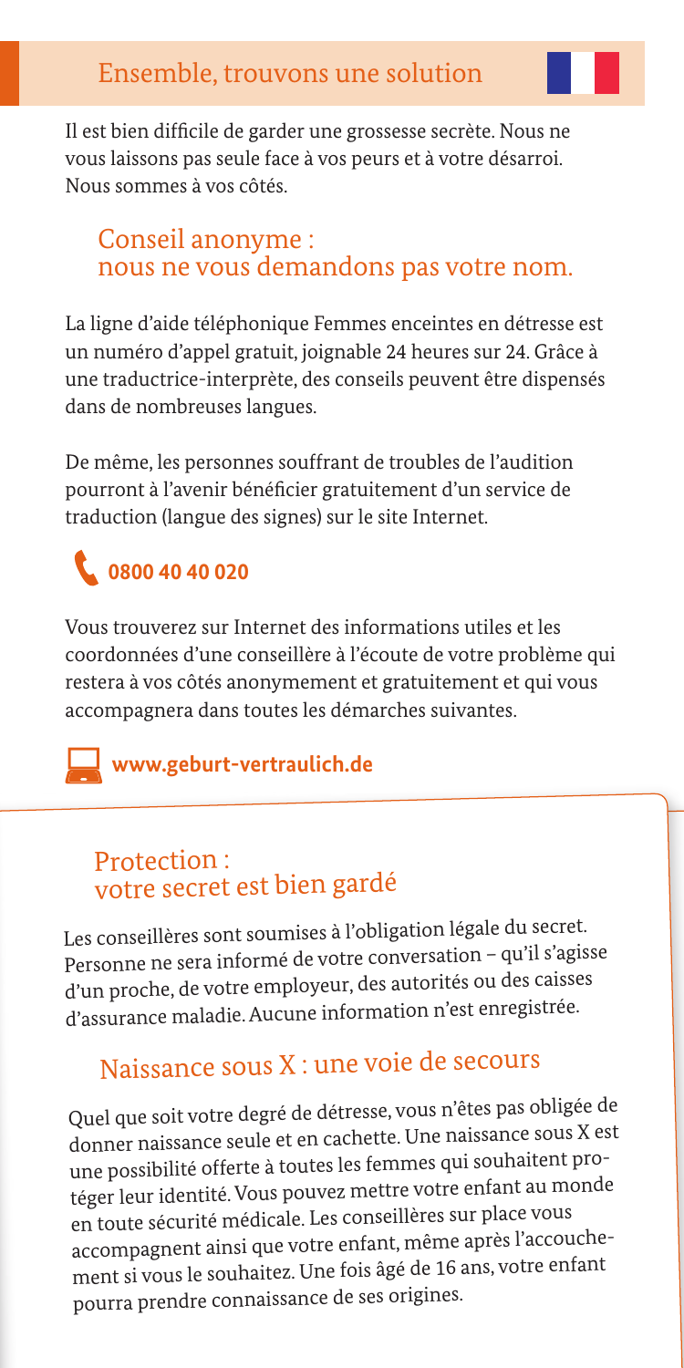## Ensemble, trouvons une solution

Il est bien difficile de garder une grossesse secrète. Nous ne vous laissons pas seule face à vos peurs et à votre désarroi. Nous sommes à vos côtés.

### Conseil anonyme : nous ne vous demandons pas votre nom.

La ligne d'aide téléphonique Femmes enceintes en détresse est un numéro d'appel gratuit, joignable 24 heures sur 24. Grâce à une traductrice-interprète, des conseils peuvent être dispensés dans de nombreuses langues.

De même, les personnes souffrant de troubles de l'audition pourront à l'avenir bénéficier gratuitement d'un service de traduction (langue des signes) sur le site Internet.

**0800 40 40 020**

Vous trouverez sur Internet des informations utiles et les coordonnées d'une conseillère à l'écoute de votre problème qui restera à vos côtés anonymement et gratuitement et qui vous accompagnera dans toutes les démarches suivantes.

**www.geburt-vertraulich.de**

### Protection : votre secret est bien gardé

Les conseillères sont soumises à l'obligation légale du secret. Personne ne sera informé de votre conversation – qu'il s'agisse d'un proche, de votre employeur, des autorités ou des caisses d'assurance maladie. Aucune information n'est enregistrée.

### Naissance sous X : une voie de secours

Quel que soit votre degré de détresse, vous n'êtes pas obligée de donner naissance seule et en cachette. Une naissance sous X est une possibilité offerte à toutes les femmes qui souhaitent protéger leur identité. Vous pouvez mettre votre enfant au monde en toute sécurité médicale. Les conseillères sur place vous accompagnent ainsi que votre enfant, même après l'accouchement si vous le souhaitez. Une fois âgé de 16 ans, votre enfant pourra prendre connaissance de ses origines.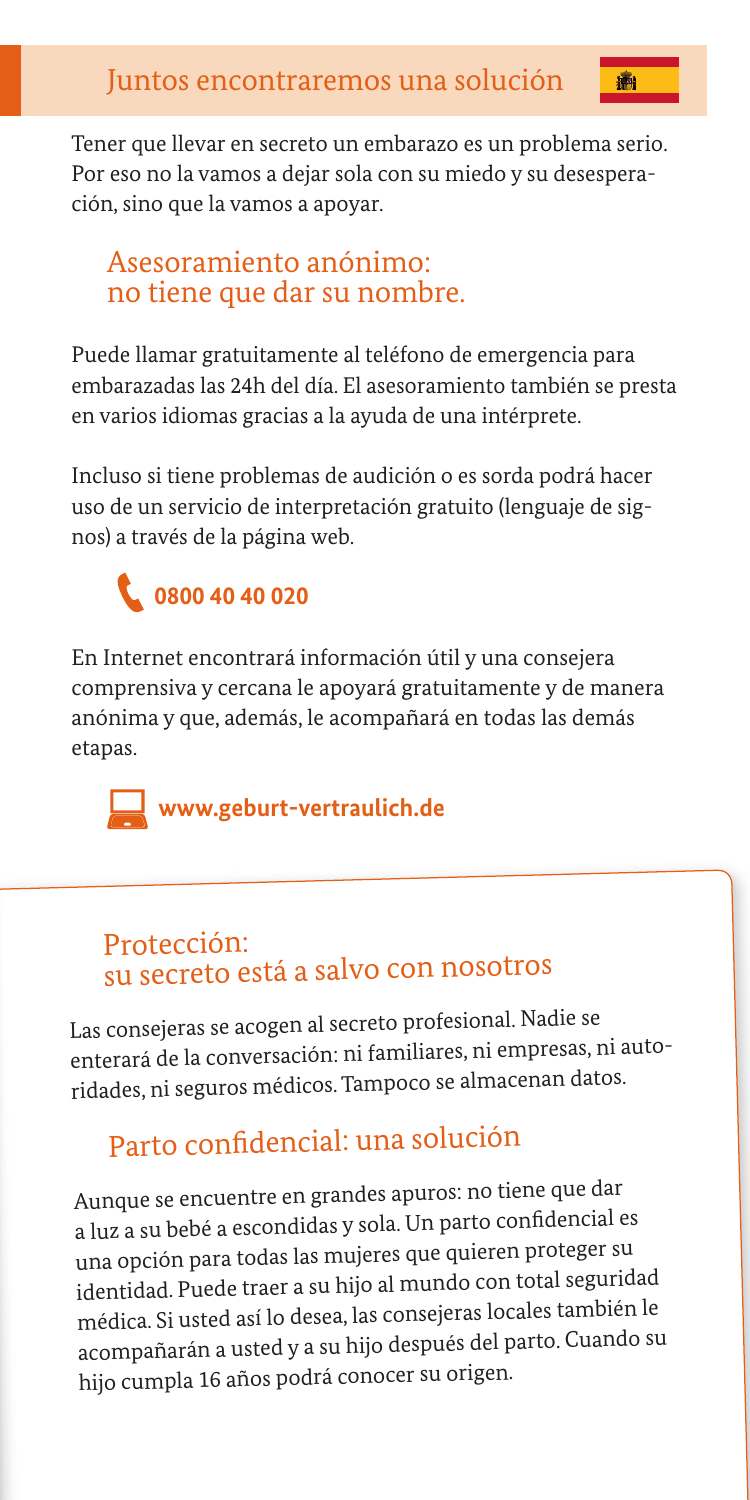# Juntos encontraremos una solución

Tener que llevar en secreto un embarazo es un problema serio. Por eso no la vamos a dejar sola con su miedo y su desesperación, sino que la vamos a apoyar.

## Asesoramiento anónimo: no tiene que dar su nombre.

Puede llamar gratuitamente al teléfono de emergencia para embarazadas las 24h del día. El asesoramiento también se presta en varios idiomas gracias a la ayuda de una intérprete.

Incluso si tiene problemas de audición o es sorda podrá hacer uso de un servicio de interpretación gratuito (lenguaje de signos) a través de la página web.

**0800 40 40 020**

En Internet encontrará información útil y una consejera comprensiva y cercana le apoyará gratuitamente y de manera anónima y que, además, le acompañará en todas las demás etapas.

**www.geburt-vertraulich.de**

## Protección: su secreto está a salvo con nosotros

Las consejeras se acogen al secreto profesional. Nadie se enterará de la conversación: ni familiares, ni empresas, ni autoridades, ni seguros médicos. Tampoco se almacenan datos.

## Parto confidencial: una solución

Aunque se encuentre en grandes apuros: no tiene que dar a luz a su bebé a escondidas y sola. Un parto confidencial es una opción para todas las mujeres que quieren proteger su identidad. Puede traer a su hijo al mundo con total seguridad médica. Si usted así lo desea, las consejeras locales también le acompañarán a usted y a su hijo después del parto. Cuando su hijo cumpla 16 años podrá conocer su origen.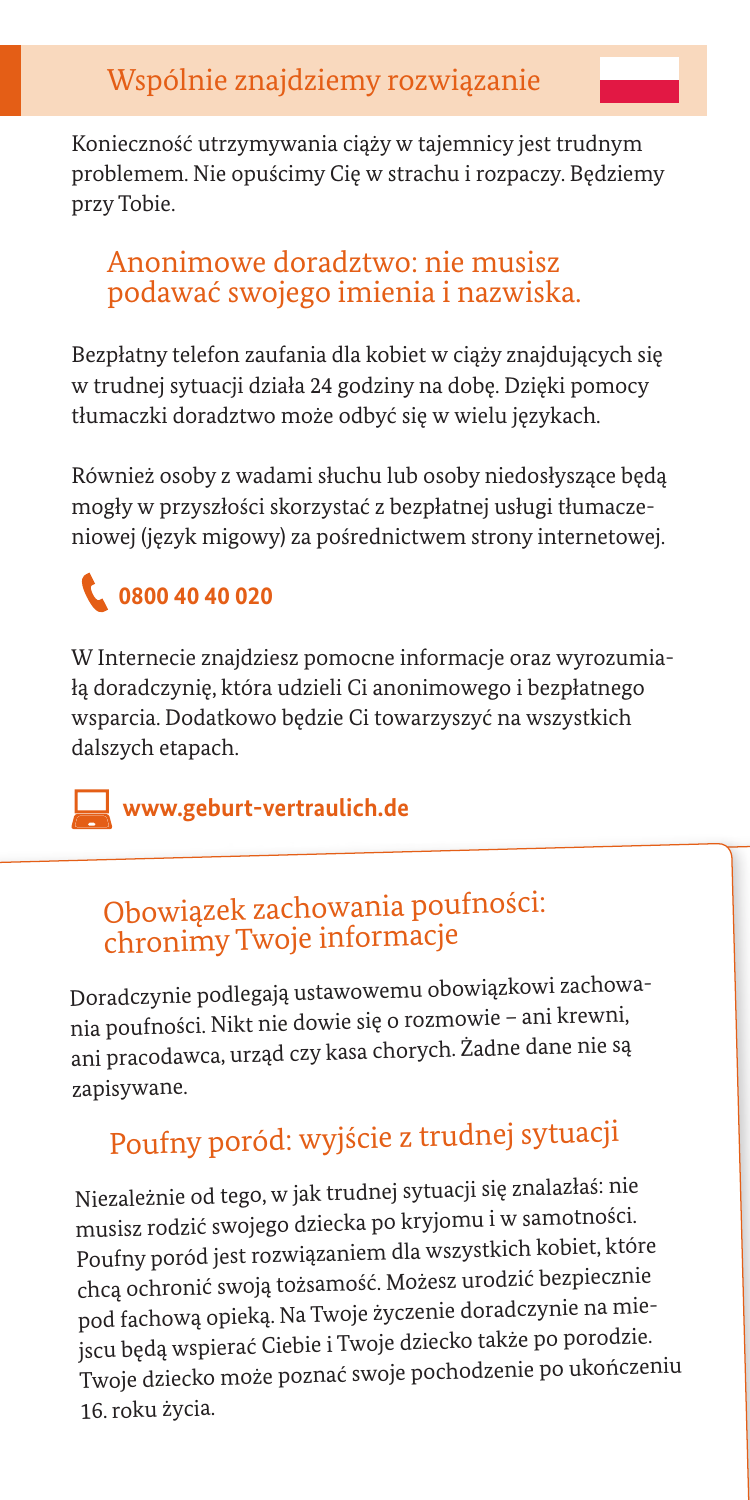# Wspólnie znajdziemy rozwiązanie

Konieczność utrzymywania ciąży w tajemnicy jest trudnym problemem. Nie opuścimy Cię w strachu i rozpaczy. Będziemy przy Tobie.

## Anonimowe doradztwo: nie musisz podawać swojego imienia i nazwiska.

Bezpłatny telefon zaufania dla kobiet w ciąży znajdujących się w trudnej sytuacji działa 24 godziny na dobę. Dzięki pomocy tłumaczki doradztwo może odbyć się w wielu językach.

Również osoby z wadami słuchu lub osoby niedosłyszące będą mogły w przyszłości skorzystać z bezpłatnej usługi tłumaczeniowej (język migowy) za pośrednictwem strony internetowej.

**0800 40 40 020**

W Internecie znajdziesz pomocne informacje oraz wyrozumiałą doradczynię, która udzieli Ci anonimowego i bezpłatnego wsparcia. Dodatkowo będzie Ci towarzyszyć na wszystkich dalszych etapach.

**www.geburt-vertraulich.de**

## Obowiązek zachowania poufności: chronimy Twoje informacje

Doradczynie podlegają ustawowemu obowiązkowi zachowania poufności. Nikt nie dowie się o rozmowie – ani krewni, ani pracodawca, urząd czy kasa chorych. Żadne dane nie są zapisywane.

## Poufny poród: wyjście z trudnej sytuacji

Niezależnie od tego, w jak trudnej sytuacji się znalazłaś: nie musisz rodzić swojego dziecka po kryjomu i w samotności. Poufny poród jest rozwiązaniem dla wszystkich kobiet, które chcą ochronić swoją tożsamość. Możesz urodzić bezpiecznie pod fachową opieką. Na Twoje życzenie doradczynie na miejscu będą wspierać Ciebie i Twoje dziecko także po porodzie. Twoje dziecko może poznać swoje pochodzenie po ukończeniu 16. roku życia.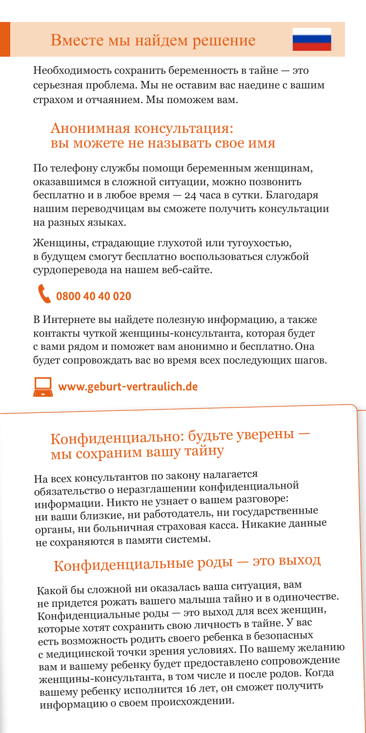# Вместе мы найдем решение

Необходимость сохранить беременность в тайне — это серьезная проблема. Мы не оставим вас наедине с вашим страхом и отчаянием. Мы поможем вам.

## Анонимная консультация: вы можете не называть свое имя

По телефону службы помощи беременным женщинам, оказавшимся в сложной ситуации, можно позвонить бесплатно и в любое время — 24 часа в сутки. Благодаря нашим переводчицам вы сможете получить консультации на разных языках.

Женщины, страдающие глухотой или тугоухостью, в будущем смогут бесплатно воспользоваться службой сурдоперевода на нашем веб-сайте.

**0800 40 40 020**

В Интернете вы найдете полезную информацию, а также контакты чуткой женщины-консультанта, которая будет с вами рядом и поможет вам анонимно и бесплатно. Она будет сопровождать вас во время всех последующих шагов.

**www.geburt-vertraulich.de**

## Конфиденциально: будьте уверены — мы сохраним вашу тайну

На всех консультантов по закону налагается обязательство о неразглашении конфиденциальной информации. Никто не узнает о вашем разговоре: ни ваши близкие, ни работодатель, ни государственные органы, ни больничная страховая касса. Никакие данные не сохраняются в памяти системы.

## Конфиденциальные роды — это выход

Какой бы сложной ни оказалась ваша ситуация, вам не придется рожать вашего малыша тайно и в одиночестве. Конфиденциальные роды — это выход для всех женщин, которые хотят сохранить свою личность в тайне. У вас есть возможность родить своего ребенка в безопасных с медицинской точки зрения условиях. По вашему желанию вам и вашему ребенку будет предоставлено сопровождение женщины-консультанта, в том числе и после родов. Когда вашему ребенку исполнится 16 лет, он сможет получить информацию о своем происхождении.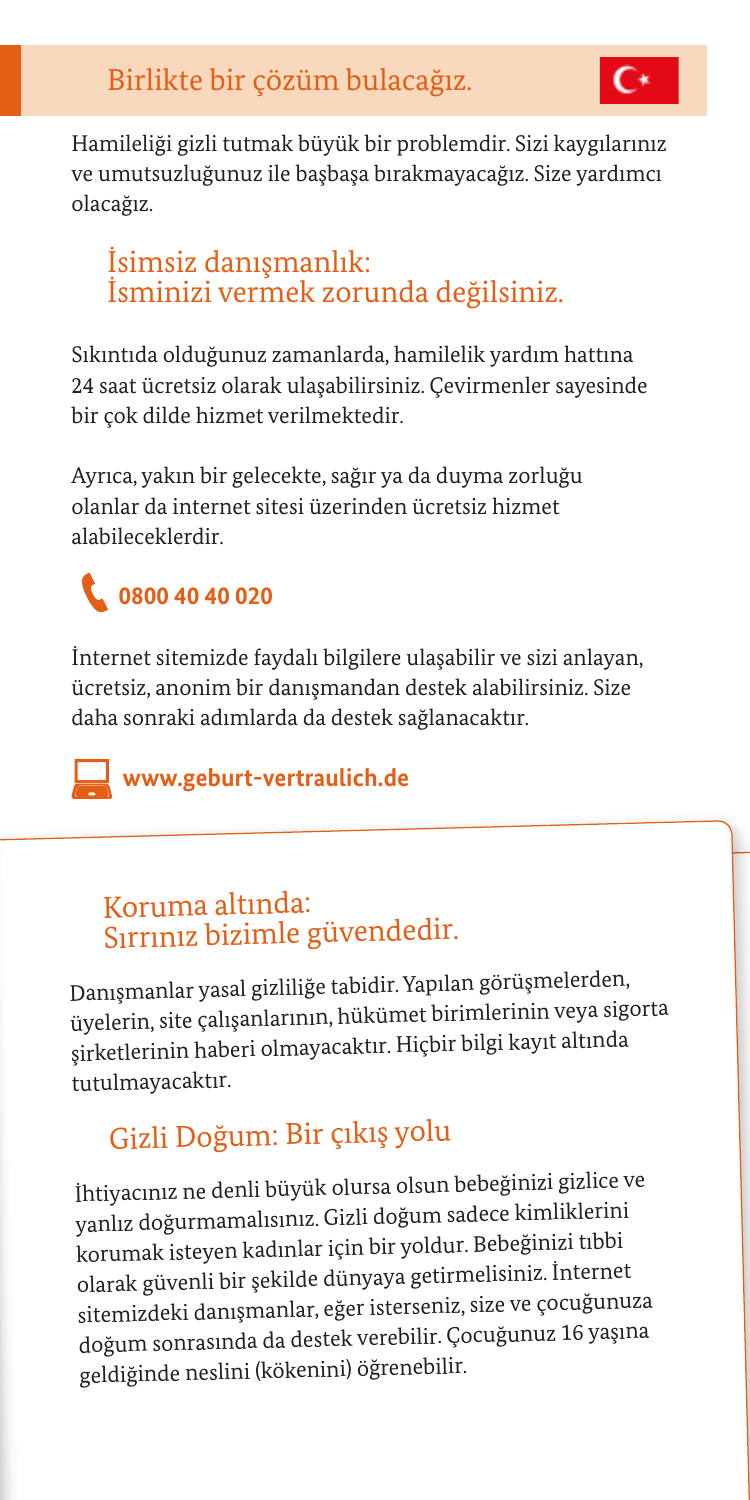## Birlikte bir çözüm bulacağız.

Hamileliği gizli tutmak büyük bir problemdir. Sizi kaygılarınız ve umutsuzluğunuz ile başbaşa bırakmayacağız. Size yardımcı olacağız.

### İsimsiz danışmanlık: İsminizi vermek zorunda değilsiniz.

Sıkıntıda olduğunuz zamanlarda, hamilelik yardım hattına 24 saat ücretsiz olarak ulaşabilirsiniz. Çevirmenler sayesinde bir çok dilde hizmet verilmektedir.

Ayrıca, yakın bir gelecekte, sağır ya da duyma zorluğu olanlar da internet sitesi üzerinden ücretsiz hizmet alabileceklerdir.

**0800 40 40 020**

İnternet sitemizde faydalı bilgilere ulaşabilir ve sizi anlayan, ücretsiz, anonim bir danışmandan destek alabilirsiniz. Size daha sonraki adımlarda da destek sağlanacaktır.

**www.geburt-vertraulich.de**

### Koruma altında: Sırrınız bizimle güvendedir.

Danışmanlar yasal gizliliğe tabidir. Yapılan görüşmelerden, üyelerin, site çalışanlarının, hükümet birimlerinin veya sigorta şirketlerinin haberi olmayacaktır. Hiçbir bilgi kayıt altında tutulmayacaktır.

### Gizli Doğum: Bir çıkış yolu

İhtiyacınız ne denli büyük olursa olsun bebeğinizi gizlice ve yanlız doğurmamalısınız. Gizli doğum sadece kimliklerini korumak isteyen kadınlar için bir yoldur. Bebeğinizi tıbbi olarak güvenli bir şekilde dünyaya getirmelisiniz. İnternet sitemizdeki danışmanlar, eğer isterseniz, size ve çocuğunuza doğum sonrasında da destek verebilir. Çocuğunuz 16 yaşına geldiğinde neslini (kökenini) öğrenebilir.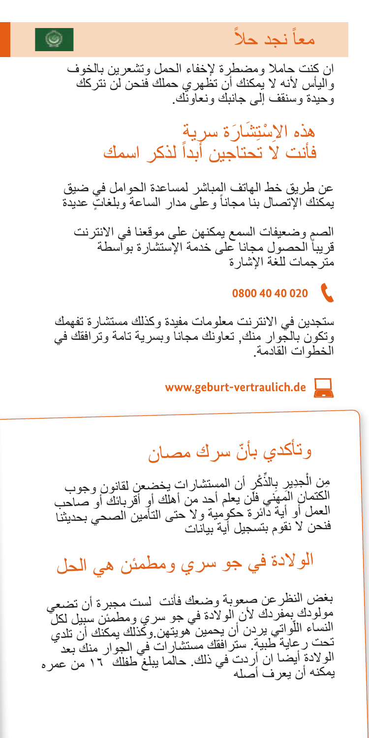## معاً نجد حلاً

ان كنت حاملا ومضطرة لإخفاء الحمل وتشعرين بالخوف واليأس لأنه لا يمكنك أن تظهري حملك فنحن لن نتركك وحيدة وسنقف إلى جانبك ونعاونك.

## هذه الاِسْتِشَارَة سرية فأنت لا تحتاجين أبداً لذكر اسمك

عن طريق خط الهاتف المباشر لمساعدة الحوامل في ضيق يمكنك الإتصال بنا مجاناً وعلى مدار الساعة وبلغاتٍ عديدة

الصم وضعيفات السمع يمكنهن على موقعنا في الانترنت قريباً الحصول مجانا على خدمة الإستشارة بواسطة مترجمات للغة الإشارة

**0800 40 40 020**

ستجدين في الانترنت معلومات مفيدة وكذلك مستشارة تفهمك وتكون بالجوار منك, تعاونك مجاناً وبسرية تامة وترافقك في الخطوات القادمة.

**www.geburt-vertraulich.de**

## وتأكدي بأنّ سرك مصان

مِن الْجدِير بِالذِّكْر أن المستشارات يخضعن لقانون وجوب الكتمان المهني فلن يعلم أحد من أهلك أو أقربائك أو صاحب العمل أو أية دائرة حكومية ولا حتى التأمين الصحي بحديثنا فنحن لا نقوم بتسجيل أية بيانات

## الولادة في جو سري ومطمئن هي الحل

بغض النظر عن صعوبة وضعك فأنت لست مجبرة أن تضعي مولودك بمفردك لأن الولادة في جو سري ومطمئن سبيل لكل النساء اللّواتي يردن أن يحمين هويتهن.وكذلك يمكنك أن تلدي تحت رعاية طبية. سترافقك مستشارات في الجوار منك بعد الولادة أيضا ان أردت في ذلك. حالما يبلغ طفلك ١٦ من عمره يمكنه أن يعرف أصله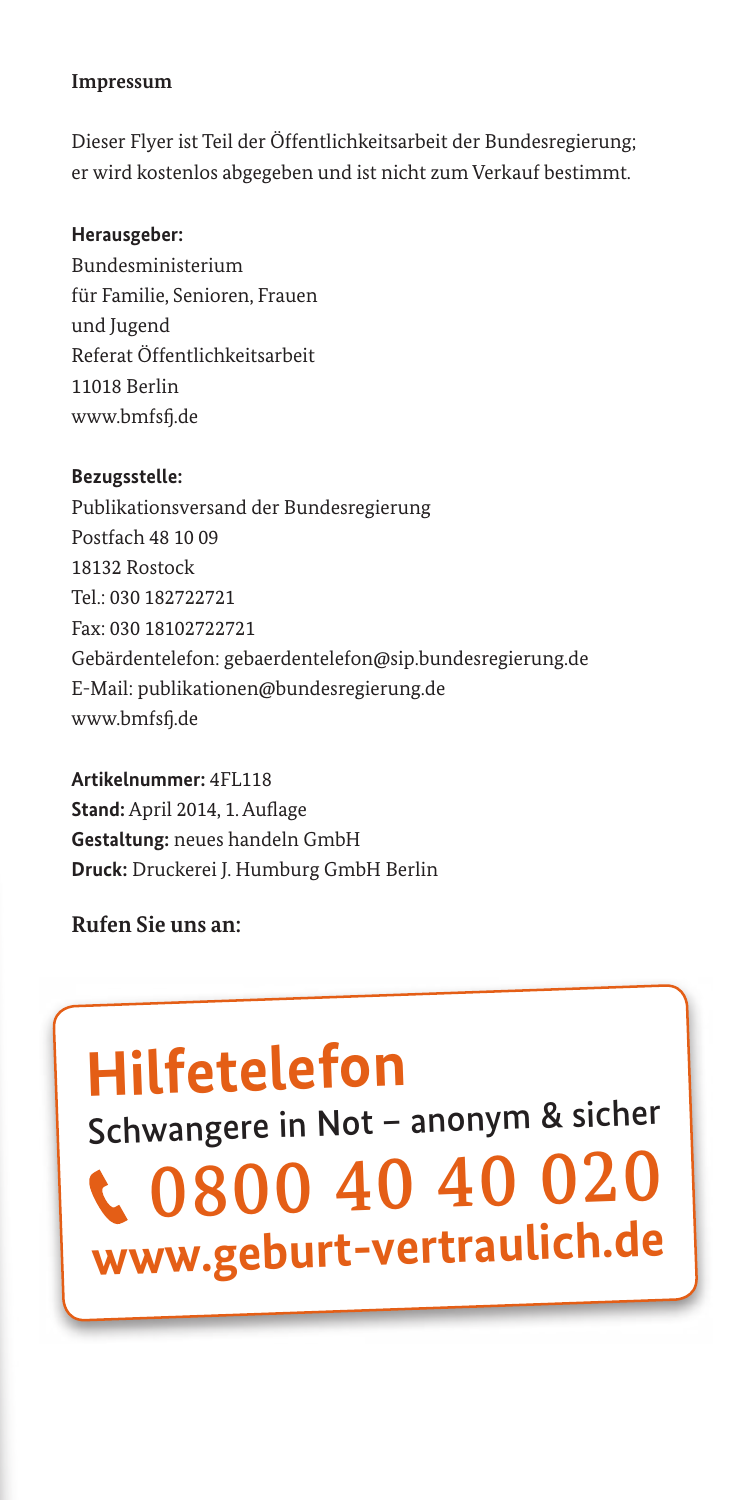## Impressum

Dieser Flyer ist Teil der Öffentlichkeitsarbeit der Bundesregierung; er wird kostenlos abgegeben und ist nicht zum Verkauf bestimmt.

**Herausgeber:**
Bundesministerium
für Familie, Senioren, Frauen
und Jugend
Referat Öffentlichkeitsarbeit
11018 Berlin
www.bmfsfj.de

**Bezugsstelle:**
Publikationsversand der Bundesregierung
Postfach 48 10 09
18132 Rostock
Tel.: 030 182722721
Fax: 030 18102722721
Gebärdentelefon: gebaerdentelefon@sip.bundesregierung.de
E-Mail: publikationen@bundesregierung.de
www.bmfsfj.de

**Artikelnummer:** 4FL118
**Stand:** April 2014, 1. Auflage
**Gestaltung:** neues handeln GmbH
**Druck:** Druckerei J. Humburg GmbH Berlin

**Rufen Sie uns an:**

# Hilfetelefon

Schwangere in Not – anonym & sicher

**0800 40 40 020**

**www.geburt-vertraulich.de**